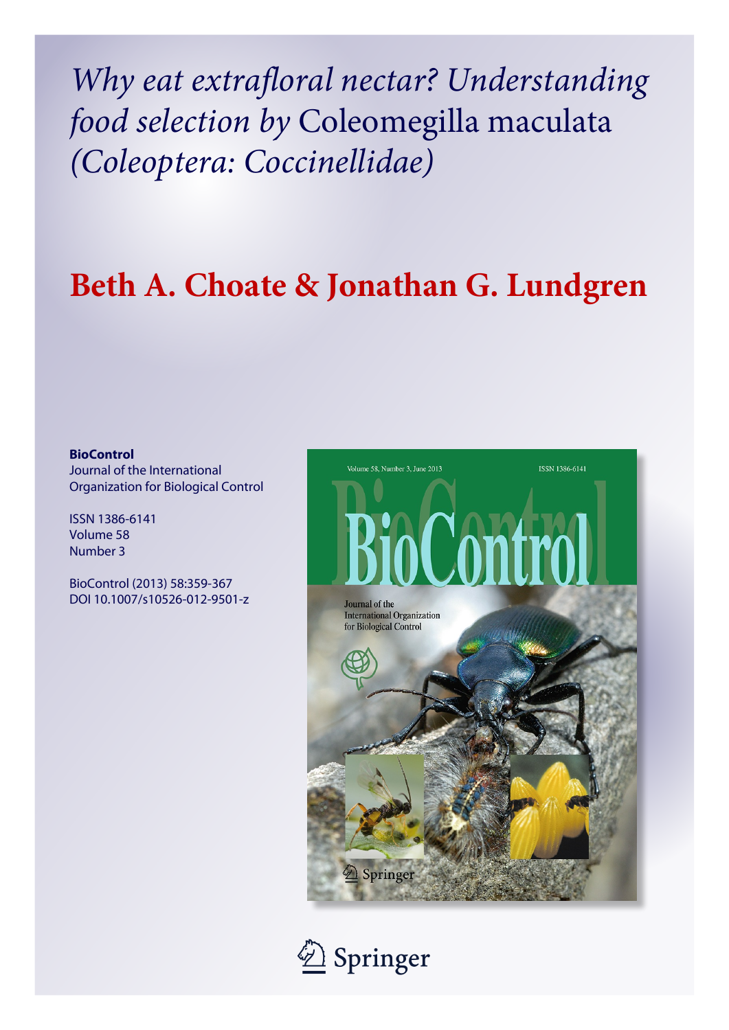# *Why eat extrafloral nectar? Understanding food selection by* Coleomegilla maculata *(Coleoptera: Coccinellidae)*

## Beth A. Choate & Jonathan G. Lundgren

**BioControl**
Journal of the International Organization for Biological Control

ISSN 1386-6141
Volume 58
Number 3

BioControl (2013) 58:359-367
DOI 10.1007/s10526-012-9501-z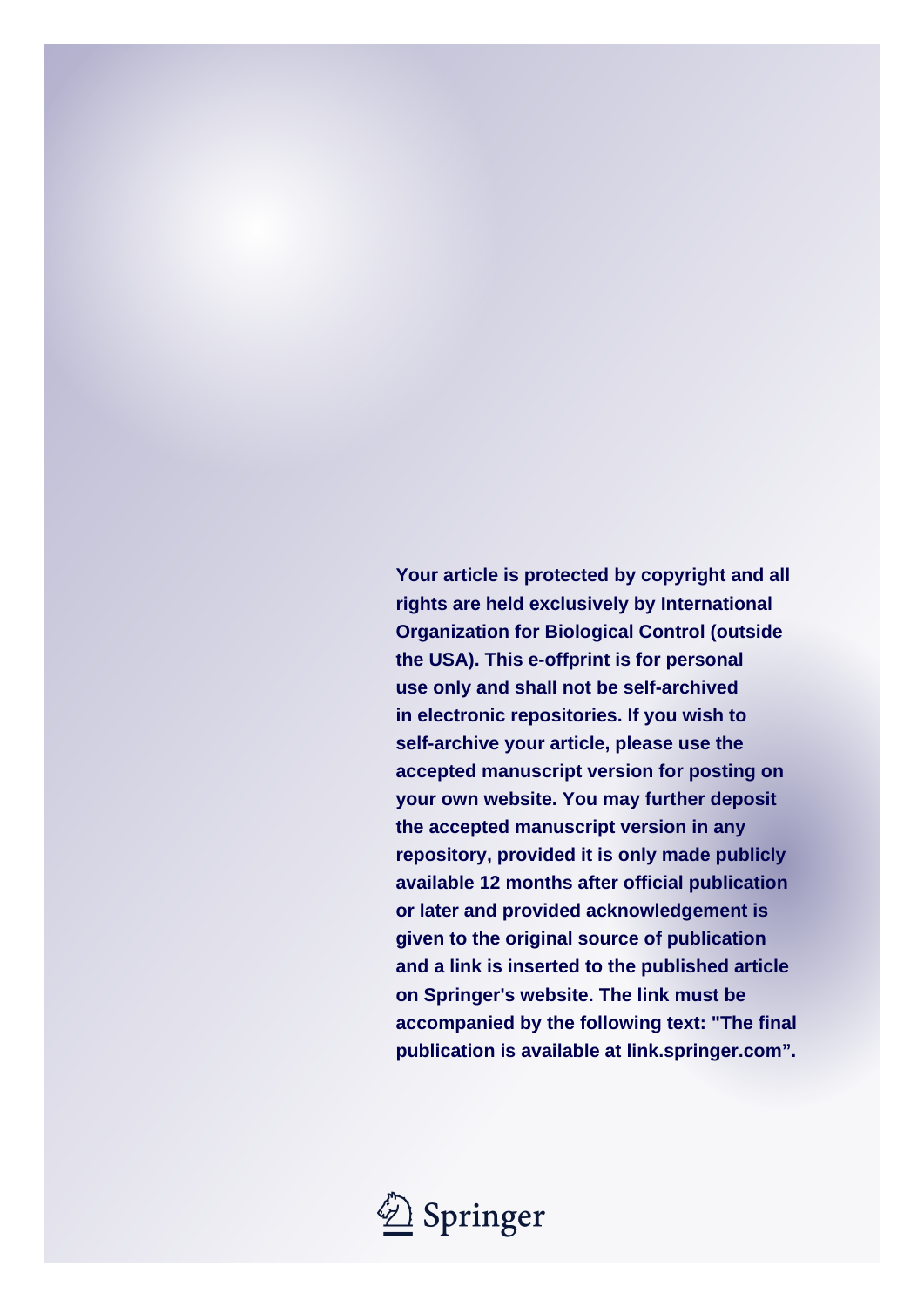**Your article is protected by copyright and all rights are held exclusively by International Organization for Biological Control (outside the USA). This e-offprint is for personal use only and shall not be self-archived in electronic repositories. If you wish to self-archive your article, please use the accepted manuscript version for posting on your own website. You may further deposit the accepted manuscript version in any repository, provided it is only made publicly available 12 months after official publication or later and provided acknowledgement is given to the original source of publication and a link is inserted to the published article on Springer's website. The link must be accompanied by the following text: "The final publication is available at link.springer.com".**

Springer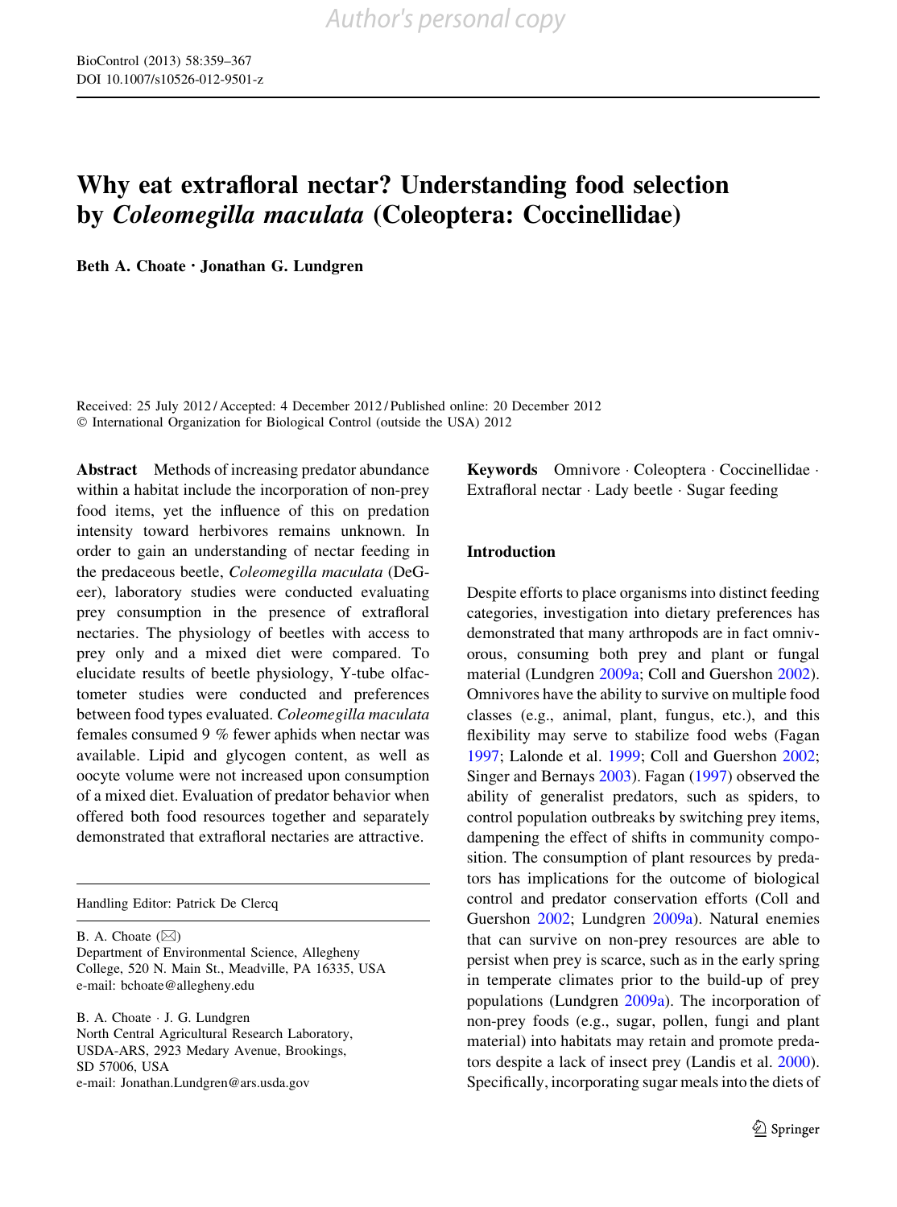# Why eat extrafloral nectar? Understanding food selection by *Coleomegilla maculata* (Coleoptera: Coccinellidae)

**Beth A. Choate · Jonathan G. Lundgren**

Received: 25 July 2012 / Accepted: 4 December 2012 / Published online: 20 December 2012
© International Organization for Biological Control (outside the USA) 2012

**Abstract** Methods of increasing predator abundance within a habitat include the incorporation of non-prey food items, yet the influence of this on predation intensity toward herbivores remains unknown. In order to gain an understanding of nectar feeding in the predaceous beetle, *Coleomegilla maculata* (DeGeer), laboratory studies were conducted evaluating prey consumption in the presence of extrafloral nectaries. The physiology of beetles with access to prey only and a mixed diet were compared. To elucidate results of beetle physiology, Y-tube olfactometer studies were conducted and preferences between food types evaluated. *Coleomegilla maculata* females consumed 9 % fewer aphids when nectar was available. Lipid and glycogen content, as well as oocyte volume were not increased upon consumption of a mixed diet. Evaluation of predator behavior when offered both food resources together and separately demonstrated that extrafloral nectaries are attractive.

Handling Editor: Patrick De Clercq

B. A. Choate (✉)
Department of Environmental Science, Allegheny College, 520 N. Main St., Meadville, PA 16335, USA
e-mail: bchoate@allegheny.edu

B. A. Choate · J. G. Lundgren
North Central Agricultural Research Laboratory, USDA-ARS, 2923 Medary Avenue, Brookings, SD 57006, USA
e-mail: Jonathan.Lundgren@ars.usda.gov

**Keywords** Omnivore · Coleoptera · Coccinellidae · Extrafloral nectar · Lady beetle · Sugar feeding

## Introduction

Despite efforts to place organisms into distinct feeding categories, investigation into dietary preferences has demonstrated that many arthropods are in fact omnivorous, consuming both prey and plant or fungal material (Lundgren 2009a; Coll and Guershon 2002). Omnivores have the ability to survive on multiple food classes (e.g., animal, plant, fungus, etc.), and this flexibility may serve to stabilize food webs (Fagan 1997; Lalonde et al. 1999; Coll and Guershon 2002; Singer and Bernays 2003). Fagan (1997) observed the ability of generalist predators, such as spiders, to control population outbreaks by switching prey items, dampening the effect of shifts in community composition. The consumption of plant resources by predators has implications for the outcome of biological control and predator conservation efforts (Coll and Guershon 2002; Lundgren 2009a). Natural enemies that can survive on non-prey resources are able to persist when prey is scarce, such as in the early spring in temperate climates prior to the build-up of prey populations (Lundgren 2009a). The incorporation of non-prey foods (e.g., sugar, pollen, fungi and plant material) into habitats may retain and promote predators despite a lack of insect prey (Landis et al. 2000). Specifically, incorporating sugar meals into the diets of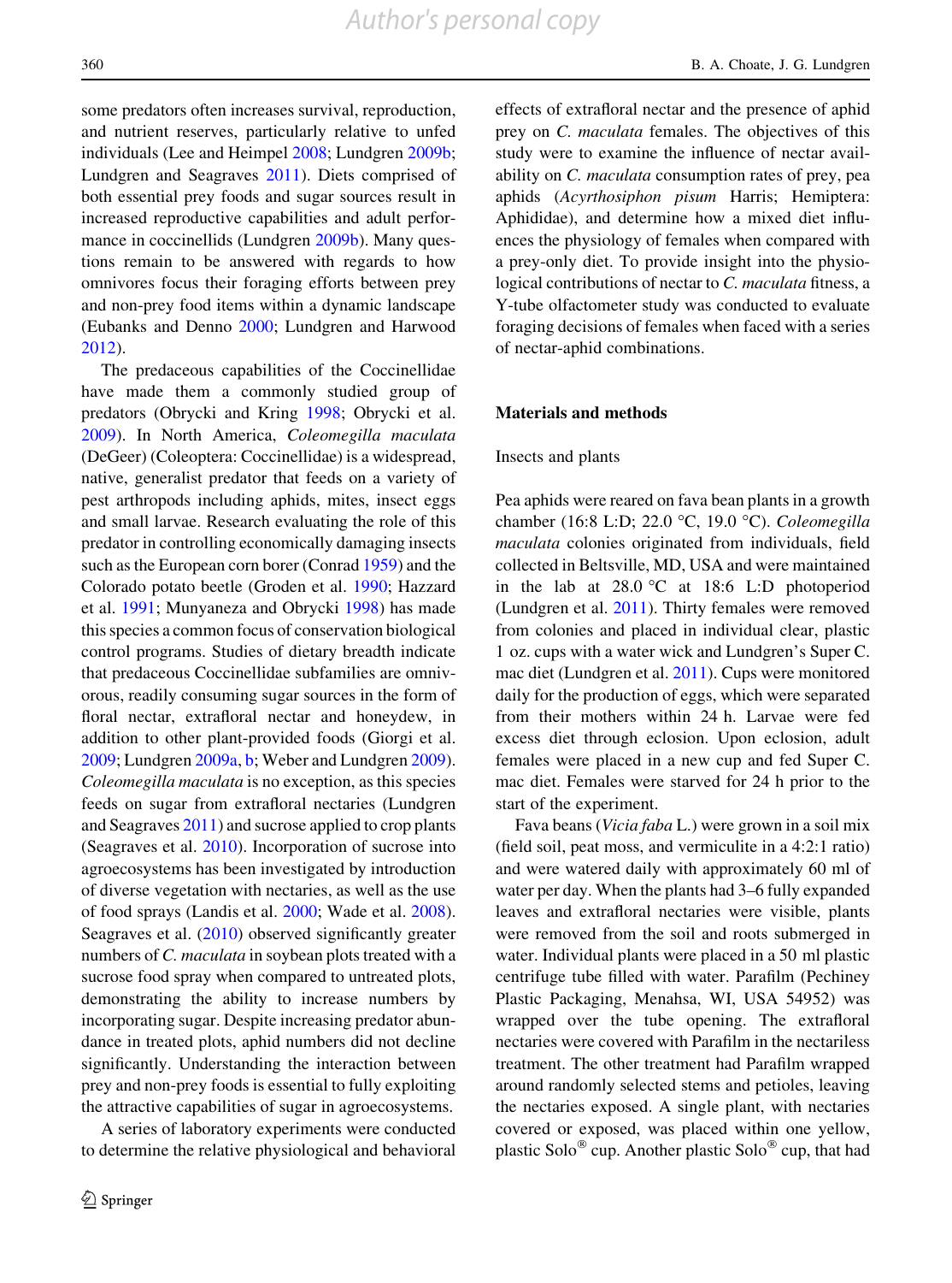some predators often increases survival, reproduction, and nutrient reserves, particularly relative to unfed individuals (Lee and Heimpel 2008; Lundgren 2009b; Lundgren and Seagraves 2011). Diets comprised of both essential prey foods and sugar sources result in increased reproductive capabilities and adult performance in coccinellids (Lundgren 2009b). Many questions remain to be answered with regards to how omnivores focus their foraging efforts between prey and non-prey food items within a dynamic landscape (Eubanks and Denno 2000; Lundgren and Harwood 2012).

The predaceous capabilities of the Coccinellidae have made them a commonly studied group of predators (Obrycki and Kring 1998; Obrycki et al. 2009). In North America, *Coleomegilla maculata* (DeGeer) (Coleoptera: Coccinellidae) is a widespread, native, generalist predator that feeds on a variety of pest arthropods including aphids, mites, insect eggs and small larvae. Research evaluating the role of this predator in controlling economically damaging insects such as the European corn borer (Conrad 1959) and the Colorado potato beetle (Groden et al. 1990; Hazzard et al. 1991; Munyaneza and Obrycki 1998) has made this species a common focus of conservation biological control programs. Studies of dietary breadth indicate that predaceous Coccinellidae subfamilies are omnivorous, readily consuming sugar sources in the form of floral nectar, extrafloral nectar and honeydew, in addition to other plant-provided foods (Giorgi et al. 2009; Lundgren 2009a, b; Weber and Lundgren 2009). *Coleomegilla maculata* is no exception, as this species feeds on sugar from extrafloral nectaries (Lundgren and Seagraves 2011) and sucrose applied to crop plants (Seagraves et al. 2010). Incorporation of sucrose into agroecosystems has been investigated by introduction of diverse vegetation with nectaries, as well as the use of food sprays (Landis et al. 2000; Wade et al. 2008). Seagraves et al. (2010) observed significantly greater numbers of *C. maculata* in soybean plots treated with a sucrose food spray when compared to untreated plots, demonstrating the ability to increase numbers by incorporating sugar. Despite increasing predator abundance in treated plots, aphid numbers did not decline significantly. Understanding the interaction between prey and non-prey foods is essential to fully exploiting the attractive capabilities of sugar in agroecosystems.

A series of laboratory experiments were conducted to determine the relative physiological and behavioral effects of extrafloral nectar and the presence of aphid prey on *C. maculata* females. The objectives of this study were to examine the influence of nectar availability on *C. maculata* consumption rates of prey, pea aphids (*Acyrthosiphon pisum* Harris; Hemiptera: Aphididae), and determine how a mixed diet influences the physiology of females when compared with a prey-only diet. To provide insight into the physiological contributions of nectar to *C. maculata* fitness, a Y-tube olfactometer study was conducted to evaluate foraging decisions of females when faced with a series of nectar-aphid combinations.

## Materials and methods

### Insects and plants

Pea aphids were reared on fava bean plants in a growth chamber (16:8 L:D; 22.0 °C, 19.0 °C). *Coleomegilla maculata* colonies originated from individuals, field collected in Beltsville, MD, USA and were maintained in the lab at 28.0 °C at 18:6 L:D photoperiod (Lundgren et al. 2011). Thirty females were removed from colonies and placed in individual clear, plastic 1 oz. cups with a water wick and Lundgren's Super C. mac diet (Lundgren et al. 2011). Cups were monitored daily for the production of eggs, which were separated from their mothers within 24 h. Larvae were fed excess diet through eclosion. Upon eclosion, adult females were placed in a new cup and fed Super C. mac diet. Females were starved for 24 h prior to the start of the experiment.

Fava beans (*Vicia faba* L.) were grown in a soil mix (field soil, peat moss, and vermiculite in a 4:2:1 ratio) and were watered daily with approximately 60 ml of water per day. When the plants had 3–6 fully expanded leaves and extrafloral nectaries were visible, plants were removed from the soil and roots submerged in water. Individual plants were placed in a 50 ml plastic centrifuge tube filled with water. Parafilm (Pechiney Plastic Packaging, Menahsa, WI, USA 54952) was wrapped over the tube opening. The extrafloral nectaries were covered with Parafilm in the nectariless treatment. The other treatment had Parafilm wrapped around randomly selected stems and petioles, leaving the nectaries exposed. A single plant, with nectaries covered or exposed, was placed within one yellow, plastic Solo® cup. Another plastic Solo® cup, that had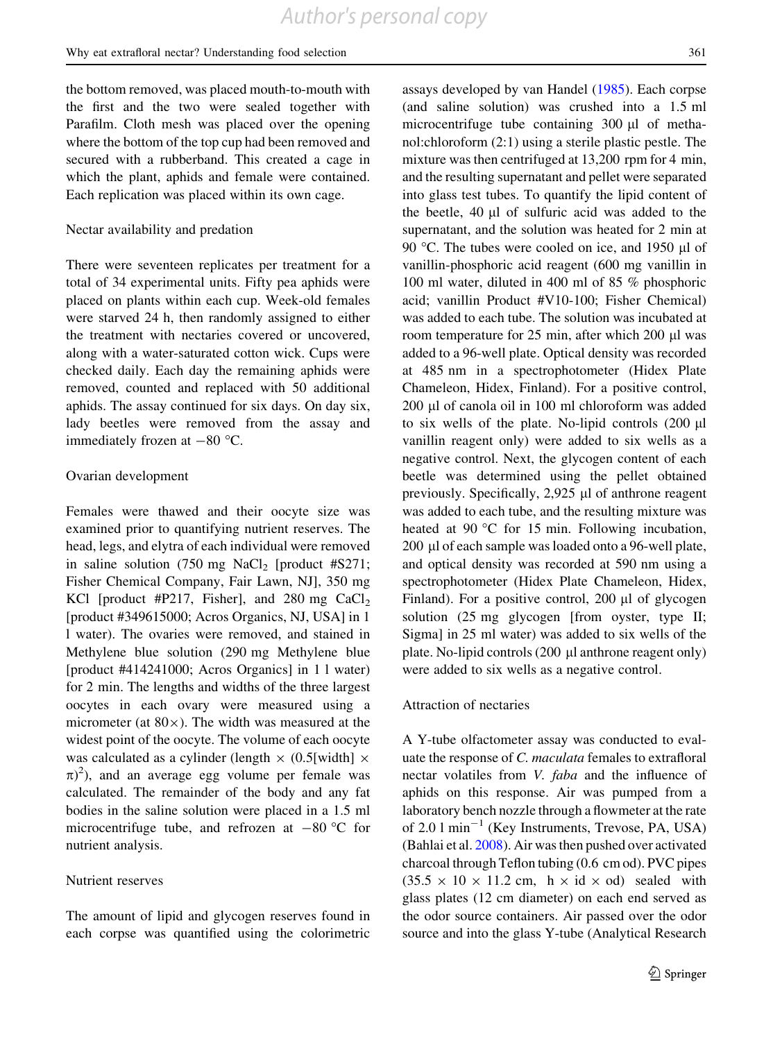the bottom removed, was placed mouth-to-mouth with the first and the two were sealed together with Parafilm. Cloth mesh was placed over the opening where the bottom of the top cup had been removed and secured with a rubberband. This created a cage in which the plant, aphids and female were contained. Each replication was placed within its own cage.

### Nectar availability and predation

There were seventeen replicates per treatment for a total of 34 experimental units. Fifty pea aphids were placed on plants within each cup. Week-old females were starved 24 h, then randomly assigned to either the treatment with nectaries covered or uncovered, along with a water-saturated cotton wick. Cups were checked daily. Each day the remaining aphids were removed, counted and replaced with 50 additional aphids. The assay continued for six days. On day six, lady beetles were removed from the assay and immediately frozen at −80 °C.

### Ovarian development

Females were thawed and their oocyte size was examined prior to quantifying nutrient reserves. The head, legs, and elytra of each individual were removed in saline solution (750 mg $NaCl_2$ [product #S271; Fisher Chemical Company, Fair Lawn, NJ], 350 mg KCl [product #P217, Fisher], and 280 mg $CaCl_2$ [product #349615000; Acros Organics, NJ, USA] in 1 l water). The ovaries were removed, and stained in Methylene blue solution (290 mg Methylene blue [product #414241000; Acros Organics] in 1 l water) for 2 min. The lengths and widths of the three largest oocytes in each ovary were measured using a micrometer (at 80×). The width was measured at the widest point of the oocyte. The volume of each oocyte was calculated as a cylinder (length $\times$ $(0.5[\text{width}] \times \pi)^2$), and an average egg volume per female was calculated. The remainder of the body and any fat bodies in the saline solution were placed in a 1.5 ml microcentrifuge tube, and refrozen at −80 °C for nutrient analysis.

### Nutrient reserves

The amount of lipid and glycogen reserves found in each corpse was quantified using the colorimetric assays developed by van Handel (1985). Each corpse (and saline solution) was crushed into a 1.5 ml microcentrifuge tube containing 300 µl of methanol:chloroform (2:1) using a sterile plastic pestle. The mixture was then centrifuged at 13,200 rpm for 4 min, and the resulting supernatant and pellet were separated into glass test tubes. To quantify the lipid content of the beetle, 40 µl of sulfuric acid was added to the supernatant, and the solution was heated for 2 min at 90 °C. The tubes were cooled on ice, and 1950 µl of vanillin-phosphoric acid reagent (600 mg vanillin in 100 ml water, diluted in 400 ml of 85 % phosphoric acid; vanillin Product #V10-100; Fisher Chemical) was added to each tube. The solution was incubated at room temperature for 25 min, after which 200 µl was added to a 96-well plate. Optical density was recorded at 485 nm in a spectrophotometer (Hidex Plate Chameleon, Hidex, Finland). For a positive control, 200 µl of canola oil in 100 ml chloroform was added to six wells of the plate. No-lipid controls (200 µl vanillin reagent only) were added to six wells as a negative control. Next, the glycogen content of each beetle was determined using the pellet obtained previously. Specifically, 2,925 µl of anthrone reagent was added to each tube, and the resulting mixture was heated at 90 °C for 15 min. Following incubation, 200 µl of each sample was loaded onto a 96-well plate, and optical density was recorded at 590 nm using a spectrophotometer (Hidex Plate Chameleon, Hidex, Finland). For a positive control, 200 µl of glycogen solution (25 mg glycogen [from oyster, type II; Sigma] in 25 ml water) was added to six wells of the plate. No-lipid controls (200 µl anthrone reagent only) were added to six wells as a negative control.

### Attraction of nectaries

A Y-tube olfactometer assay was conducted to evaluate the response of *C. maculata* females to extrafloral nectar volatiles from *V. faba* and the influence of aphids on this response. Air was pumped from a laboratory bench nozzle through a flowmeter at the rate of 2.0 l $\text{min}^{-1}$ (Key Instruments, Trevose, PA, USA) (Bahlai et al. 2008). Air was then pushed over activated charcoal through Teflon tubing (0.6 cm od). PVC pipes (35.5 × 10 × 11.2 cm, h × id × od) sealed with glass plates (12 cm diameter) on each end served as the odor source containers. Air passed over the odor source and into the glass Y-tube (Analytical Research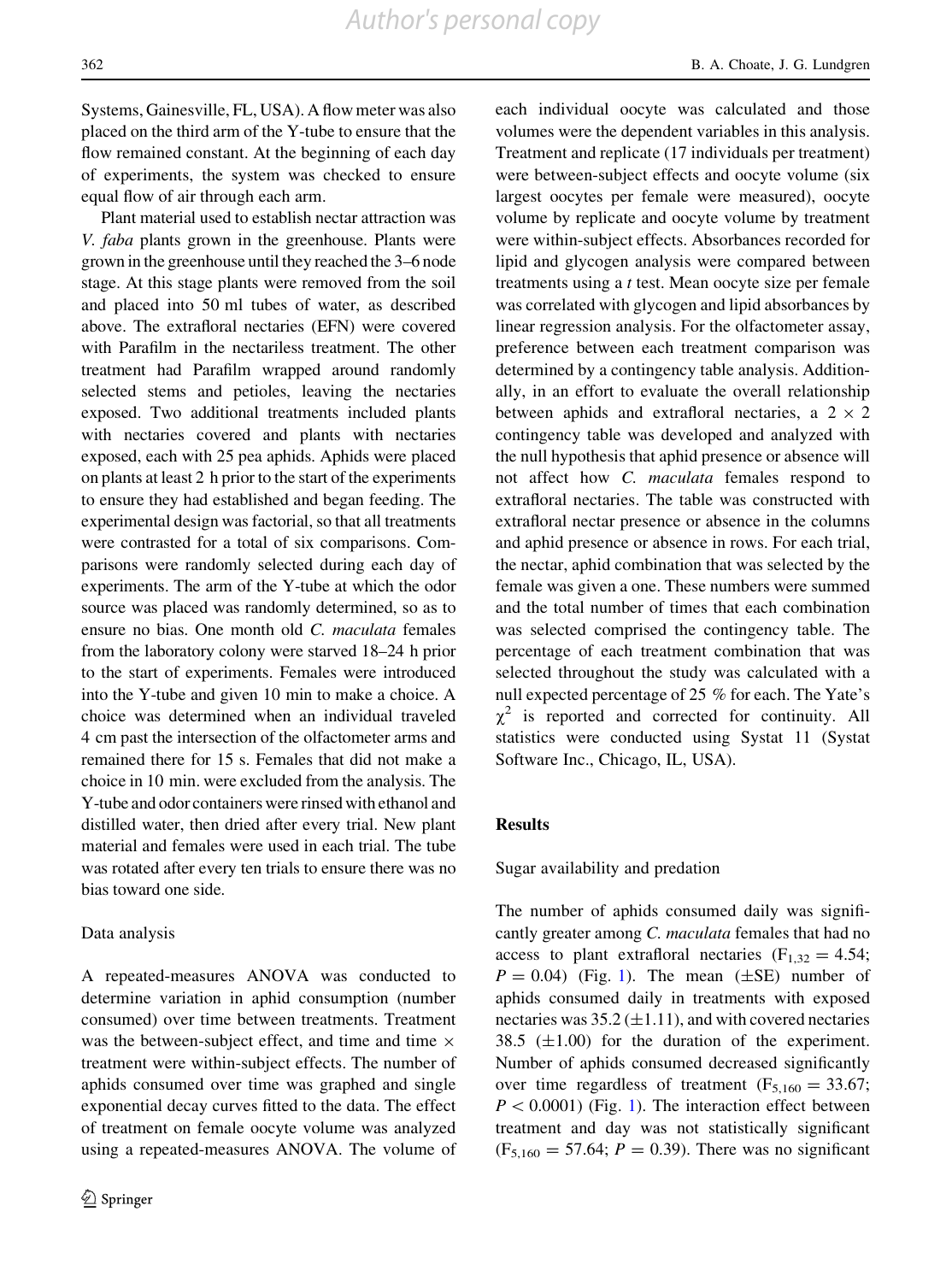Systems, Gainesville, FL, USA). A flow meter was also placed on the third arm of the Y-tube to ensure that the flow remained constant. At the beginning of each day of experiments, the system was checked to ensure equal flow of air through each arm.

Plant material used to establish nectar attraction was *V. faba* plants grown in the greenhouse. Plants were grown in the greenhouse until they reached the 3–6 node stage. At this stage plants were removed from the soil and placed into 50 ml tubes of water, as described above. The extrafloral nectaries (EFN) were covered with Parafilm in the nectariless treatment. The other treatment had Parafilm wrapped around randomly selected stems and petioles, leaving the nectaries exposed. Two additional treatments included plants with nectaries covered and plants with nectaries exposed, each with 25 pea aphids. Aphids were placed on plants at least 2 h prior to the start of the experiments to ensure they had established and began feeding. The experimental design was factorial, so that all treatments were contrasted for a total of six comparisons. Comparisons were randomly selected during each day of experiments. The arm of the Y-tube at which the odor source was placed was randomly determined, so as to ensure no bias. One month old *C. maculata* females from the laboratory colony were starved 18–24 h prior to the start of experiments. Females were introduced into the Y-tube and given 10 min to make a choice. A choice was determined when an individual traveled 4 cm past the intersection of the olfactometer arms and remained there for 15 s. Females that did not make a choice in 10 min. were excluded from the analysis. The Y-tube and odor containers were rinsed with ethanol and distilled water, then dried after every trial. New plant material and females were used in each trial. The tube was rotated after every ten trials to ensure there was no bias toward one side.

### Data analysis

A repeated-measures ANOVA was conducted to determine variation in aphid consumption (number consumed) over time between treatments. Treatment was the between-subject effect, and time and time × treatment were within-subject effects. The number of aphids consumed over time was graphed and single exponential decay curves fitted to the data. The effect of treatment on female oocyte volume was analyzed using a repeated-measures ANOVA. The volume of each individual oocyte was calculated and those volumes were the dependent variables in this analysis. Treatment and replicate (17 individuals per treatment) were between-subject effects and oocyte volume (six largest oocytes per female were measured), oocyte volume by replicate and oocyte volume by treatment were within-subject effects. Absorbances recorded for lipid and glycogen analysis were compared between treatments using a *t* test. Mean oocyte size per female was correlated with glycogen and lipid absorbances by linear regression analysis. For the olfactometer assay, preference between each treatment comparison was determined by a contingency table analysis. Additionally, in an effort to evaluate the overall relationship between aphids and extrafloral nectaries, a 2 × 2 contingency table was developed and analyzed with the null hypothesis that aphid presence or absence will not affect how *C. maculata* females respond to extrafloral nectaries. The table was constructed with extrafloral nectar presence or absence in the columns and aphid presence or absence in rows. For each trial, the nectar, aphid combination that was selected by the female was given a one. These numbers were summed and the total number of times that each combination was selected comprised the contingency table. The percentage of each treatment combination that was selected throughout the study was calculated with a null expected percentage of 25 % for each. The Yate's $\chi^2$ is reported and corrected for continuity. All statistics were conducted using Systat 11 (Systat Software Inc., Chicago, IL, USA).

## Results

### Sugar availability and predation

The number of aphids consumed daily was significantly greater among *C. maculata* females that had no access to plant extrafloral nectaries ($F_{1,32} = 4.54$; $P = 0.04$) (Fig. 1). The mean (±SE) number of aphids consumed daily in treatments with exposed nectaries was 35.2 (±1.11), and with covered nectaries 38.5 (±1.00) for the duration of the experiment. Number of aphids consumed decreased significantly over time regardless of treatment ($F_{5,160} = 33.67$; $P < 0.0001$) (Fig. 1). The interaction effect between treatment and day was not statistically significant ($F_{5,160} = 57.64$; $P = 0.39$). There was no significant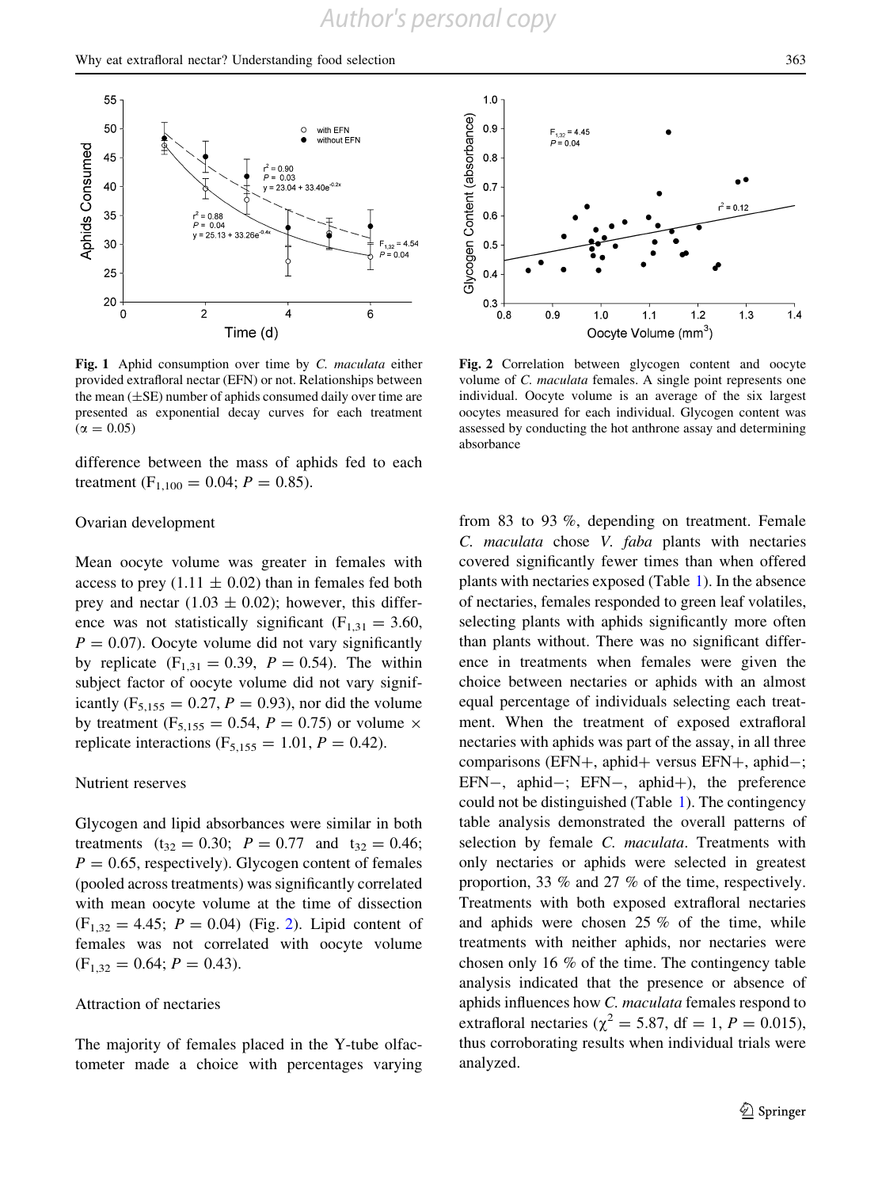Fig. 1 Aphid consumption over time by *C. maculata* either provided extrafloral nectar (EFN) or not. Relationships between the mean (±SE) number of aphids consumed daily over time are presented as exponential decay curves for each treatment ($\alpha = 0.05$)

Fig. 2 Correlation between glycogen content and oocyte volume of *C. maculata* females. A single point represents one individual. Oocyte volume is an average of the six largest oocytes measured for each individual. Glycogen content was assessed by conducting the hot anthrone assay and determining absorbance

difference between the mass of aphids fed to each treatment ($F_{1,100} = 0.04$; $P = 0.85$).

### Ovarian development

Mean oocyte volume was greater in females with access to prey (1.11 ± 0.02) than in females fed both prey and nectar (1.03 ± 0.02); however, this difference was not statistically significant ($F_{1,31} = 3.60$, $P = 0.07$). Oocyte volume did not vary significantly by replicate ($F_{1,31} = 0.39$, $P = 0.54$). The within subject factor of oocyte volume did not vary significantly ($F_{5,155} = 0.27$, $P = 0.93$), nor did the volume by treatment ($F_{5,155} = 0.54$, $P = 0.75$) or volume × replicate interactions ($F_{5,155} = 1.01$, $P = 0.42$).

### Nutrient reserves

Glycogen and lipid absorbances were similar in both treatments ($t_{32} = 0.30$; $P = 0.77$ and $t_{32} = 0.46$; $P = 0.65$, respectively). Glycogen content of females (pooled across treatments) was significantly correlated with mean oocyte volume at the time of dissection ($F_{1,32} = 4.45$; $P = 0.04$) (Fig. 2). Lipid content of females was not correlated with oocyte volume ($F_{1,32} = 0.64$; $P = 0.43$).

### Attraction of nectaries

The majority of females placed in the Y-tube olfactometer made a choice with percentages varying from 83 to 93 %, depending on treatment. Female *C. maculata* chose *V. faba* plants with nectaries covered significantly fewer times than when offered plants with nectaries exposed (Table 1). In the absence of nectaries, females responded to green leaf volatiles, selecting plants with aphids significantly more often than plants without. There was no significant difference in treatments when females were given the choice between nectaries or aphids with an almost equal percentage of individuals selecting each treatment. When the treatment of exposed extrafloral nectaries with aphids was part of the assay, in all three comparisons (EFN+, aphid+ versus EFN+, aphid−; EFN−, aphid−; EFN−, aphid+), the preference could not be distinguished (Table 1). The contingency table analysis demonstrated the overall patterns of selection by female *C. maculata*. Treatments with only nectaries or aphids were selected in greatest proportion, 33 % and 27 % of the time, respectively. Treatments with both exposed extrafloral nectaries and aphids were chosen 25 % of the time, while treatments with neither aphids, nor nectaries were chosen only 16 % of the time. The contingency table analysis indicated that the presence or absence of aphids influences how *C. maculata* females respond to extrafloral nectaries ($\chi^2 = 5.87$, df = 1, $P = 0.015$), thus corroborating results when individual trials were analyzed.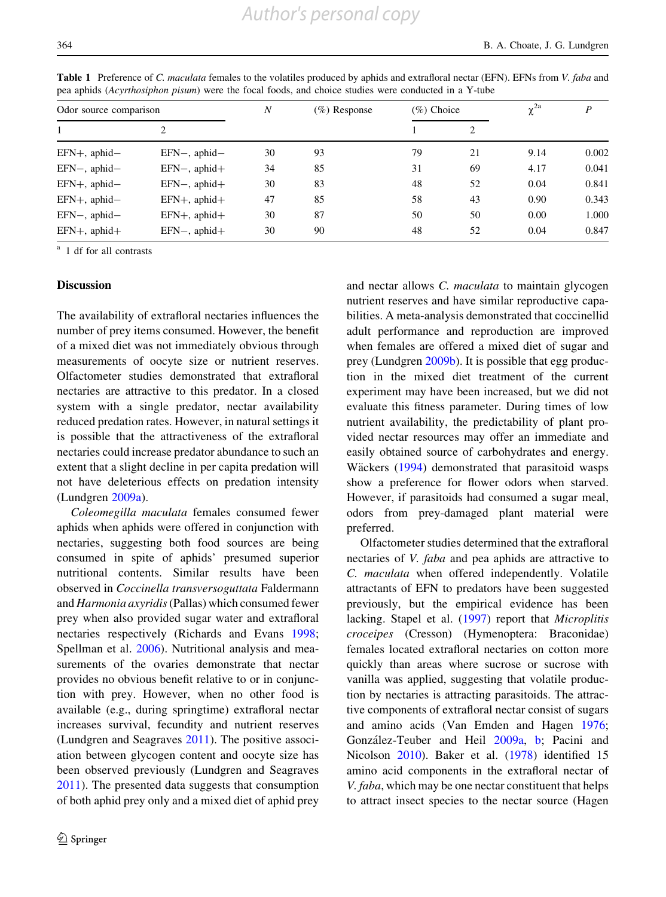**Table 1** Preference of *C. maculata* females to the volatiles produced by aphids and extrafloral nectar (EFN). EFNs from *V. faba* and pea aphids (*Acyrthosiphon pisum*) were the focal foods, and choice studies were conducted in a Y-tube

| Odor source comparison | | *N* | (%) Response | (%) Choice | | $\chi^{2}$ [a] | *P* |
|---|---|---|---|---|---|---|---|
| 1 | 2 | | | 1 | 2 | | |
| EFN+, aphid− | EFN−, aphid− | 30 | 93 | 79 | 21 | 9.14 | 0.002 |
| EFN−, aphid− | EFN−, aphid+ | 34 | 85 | 31 | 69 | 4.17 | 0.041 |
| EFN+, aphid− | EFN−, aphid+ | 30 | 83 | 48 | 52 | 0.04 | 0.841 |
| EFN+, aphid− | EFN+, aphid+ | 47 | 85 | 58 | 43 | 0.90 | 0.343 |
| EFN−, aphid− | EFN+, aphid+ | 30 | 87 | 50 | 50 | 0.00 | 1.000 |
| EFN+, aphid+ | EFN−, aphid+ | 30 | 90 | 48 | 52 | 0.04 | 0.847 |

[a] 1 df for all contrasts

## Discussion

The availability of extrafloral nectaries influences the number of prey items consumed. However, the benefit of a mixed diet was not immediately obvious through measurements of oocyte size or nutrient reserves. Olfactometer studies demonstrated that extrafloral nectaries are attractive to this predator. In a closed system with a single predator, nectar availability reduced predation rates. However, in natural settings it is possible that the attractiveness of the extrafloral nectaries could increase predator abundance to such an extent that a slight decline in per capita predation will not have deleterious effects on predation intensity (Lundgren 2009a).

*Coleomegilla maculata* females consumed fewer aphids when aphids were offered in conjunction with nectaries, suggesting both food sources are being consumed in spite of aphids' presumed superior nutritional contents. Similar results have been observed in *Coccinella transversoguttata* Faldermann and *Harmonia axyridis* (Pallas) which consumed fewer prey when also provided sugar water and extrafloral nectaries respectively (Richards and Evans 1998; Spellman et al. 2006). Nutritional analysis and measurements of the ovaries demonstrate that nectar provides no obvious benefit relative to or in conjunction with prey. However, when no other food is available (e.g., during springtime) extrafloral nectar increases survival, fecundity and nutrient reserves (Lundgren and Seagraves 2011). The positive association between glycogen content and oocyte size has been observed previously (Lundgren and Seagraves 2011). The presented data suggests that consumption of both aphid prey only and a mixed diet of aphid prey and nectar allows *C. maculata* to maintain glycogen nutrient reserves and have similar reproductive capabilities. A meta-analysis demonstrated that coccinellid adult performance and reproduction are improved when females are offered a mixed diet of sugar and prey (Lundgren 2009b). It is possible that egg production in the mixed diet treatment of the current experiment may have been increased, but we did not evaluate this fitness parameter. During times of low nutrient availability, the predictability of plant provided nectar resources may offer an immediate and easily obtained source of carbohydrates and energy. Wäckers (1994) demonstrated that parasitoid wasps show a preference for flower odors when starved. However, if parasitoids had consumed a sugar meal, odors from prey-damaged plant material were preferred.

Olfactometer studies determined that the extrafloral nectaries of *V. faba* and pea aphids are attractive to *C. maculata* when offered independently. Volatile attractants of EFN to predators have been suggested previously, but the empirical evidence has been lacking. Stapel et al. (1997) report that *Microplitis croceipes* (Cresson) (Hymenoptera: Braconidae) females located extrafloral nectaries on cotton more quickly than areas where sucrose or sucrose with vanilla was applied, suggesting that volatile production by nectaries is attracting parasitoids. The attractive components of extrafloral nectar consist of sugars and amino acids (Van Emden and Hagen 1976; González-Teuber and Heil 2009a, b; Pacini and Nicolson 2010). Baker et al. (1978) identified 15 amino acid components in the extrafloral nectar of *V. faba*, which may be one nectar constituent that helps to attract insect species to the nectar source (Hagen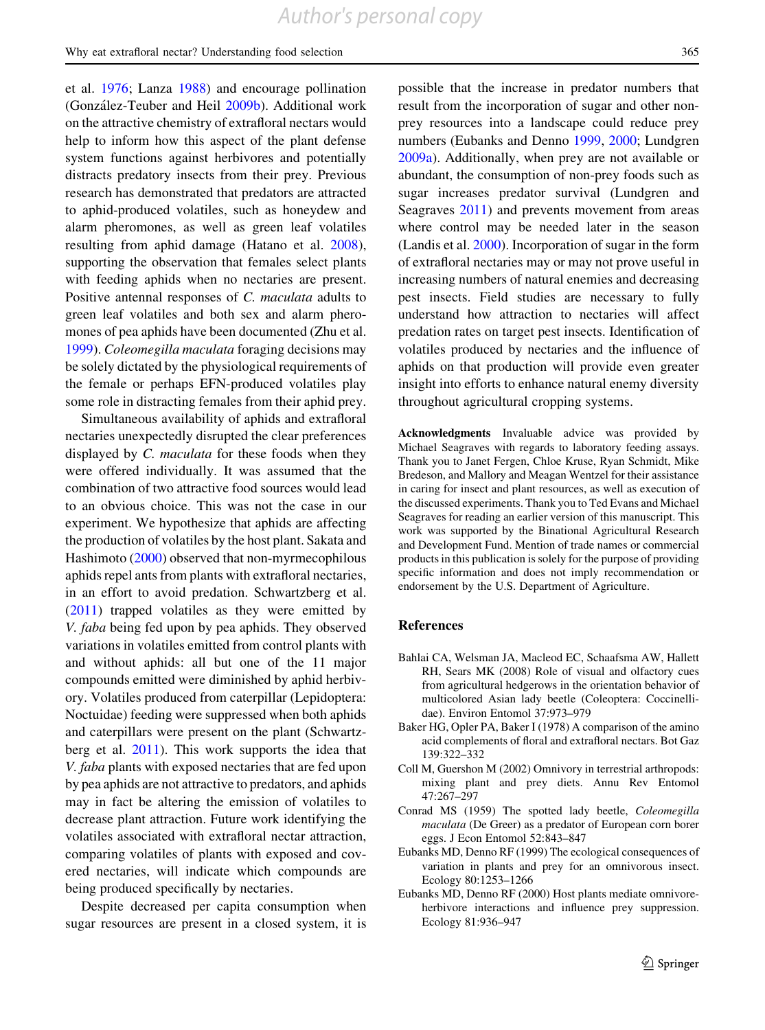et al. 1976; Lanza 1988) and encourage pollination (González-Teuber and Heil 2009b). Additional work on the attractive chemistry of extrafloral nectars would help to inform how this aspect of the plant defense system functions against herbivores and potentially distracts predatory insects from their prey. Previous research has demonstrated that predators are attracted to aphid-produced volatiles, such as honeydew and alarm pheromones, as well as green leaf volatiles resulting from aphid damage (Hatano et al. 2008), supporting the observation that females select plants with feeding aphids when no nectaries are present. Positive antennal responses of *C. maculata* adults to green leaf volatiles and both sex and alarm pheromones of pea aphids have been documented (Zhu et al. 1999). *Coleomegilla maculata* foraging decisions may be solely dictated by the physiological requirements of the female or perhaps EFN-produced volatiles play some role in distracting females from their aphid prey.

Simultaneous availability of aphids and extrafloral nectaries unexpectedly disrupted the clear preferences displayed by *C. maculata* for these foods when they were offered individually. It was assumed that the combination of two attractive food sources would lead to an obvious choice. This was not the case in our experiment. We hypothesize that aphids are affecting the production of volatiles by the host plant. Sakata and Hashimoto (2000) observed that non-myrmecophilous aphids repel ants from plants with extrafloral nectaries, in an effort to avoid predation. Schwartzberg et al. (2011) trapped volatiles as they were emitted by *V. faba* being fed upon by pea aphids. They observed variations in volatiles emitted from control plants with and without aphids: all but one of the 11 major compounds emitted were diminished by aphid herbivory. Volatiles produced from caterpillar (Lepidoptera: Noctuidae) feeding were suppressed when both aphids and caterpillars were present on the plant (Schwartzberg et al. 2011). This work supports the idea that *V. faba* plants with exposed nectaries that are fed upon by pea aphids are not attractive to predators, and aphids may in fact be altering the emission of volatiles to decrease plant attraction. Future work identifying the volatiles associated with extrafloral nectar attraction, comparing volatiles of plants with exposed and covered nectaries, will indicate which compounds are being produced specifically by nectaries.

Despite decreased per capita consumption when sugar resources are present in a closed system, it is possible that the increase in predator numbers that result from the incorporation of sugar and other non-prey resources into a landscape could reduce prey numbers (Eubanks and Denno 1999, 2000; Lundgren 2009a). Additionally, when prey are not available or abundant, the consumption of non-prey foods such as sugar increases predator survival (Lundgren and Seagraves 2011) and prevents movement from areas where control may be needed later in the season (Landis et al. 2000). Incorporation of sugar in the form of extrafloral nectaries may or may not prove useful in increasing numbers of natural enemies and decreasing pest insects. Field studies are necessary to fully understand how attraction to nectaries will affect predation rates on target pest insects. Identification of volatiles produced by nectaries and the influence of aphids on that production will provide even greater insight into efforts to enhance natural enemy diversity throughout agricultural cropping systems.

**Acknowledgments** Invaluable advice was provided by Michael Seagraves with regards to laboratory feeding assays. Thank you to Janet Fergen, Chloe Kruse, Ryan Schmidt, Mike Bredeson, and Mallory and Meagan Wentzel for their assistance in caring for insect and plant resources, as well as execution of the discussed experiments. Thank you to Ted Evans and Michael Seagraves for reading an earlier version of this manuscript. This work was supported by the Binational Agricultural Research and Development Fund. Mention of trade names or commercial products in this publication is solely for the purpose of providing specific information and does not imply recommendation or endorsement by the U.S. Department of Agriculture.

## References

Bahlai CA, Welsman JA, Macleod EC, Schaafsma AW, Hallett RH, Sears MK (2008) Role of visual and olfactory cues from agricultural hedgerows in the orientation behavior of multicolored Asian lady beetle (Coleoptera: Coccinellidae). Environ Entomol 37:973–979

Baker HG, Opler PA, Baker I (1978) A comparison of the amino acid complements of floral and extrafloral nectars. Bot Gaz 139:322–332

Coll M, Guershon M (2002) Omnivory in terrestrial arthropods: mixing plant and prey diets. Annu Rev Entomol 47:267–297

Conrad MS (1959) The spotted lady beetle, *Coleomegilla maculata* (De Greer) as a predator of European corn borer eggs. J Econ Entomol 52:843–847

Eubanks MD, Denno RF (1999) The ecological consequences of variation in plants and prey for an omnivorous insect. Ecology 80:1253–1266

Eubanks MD, Denno RF (2000) Host plants mediate omnivore-herbivore interactions and influence prey suppression. Ecology 81:936–947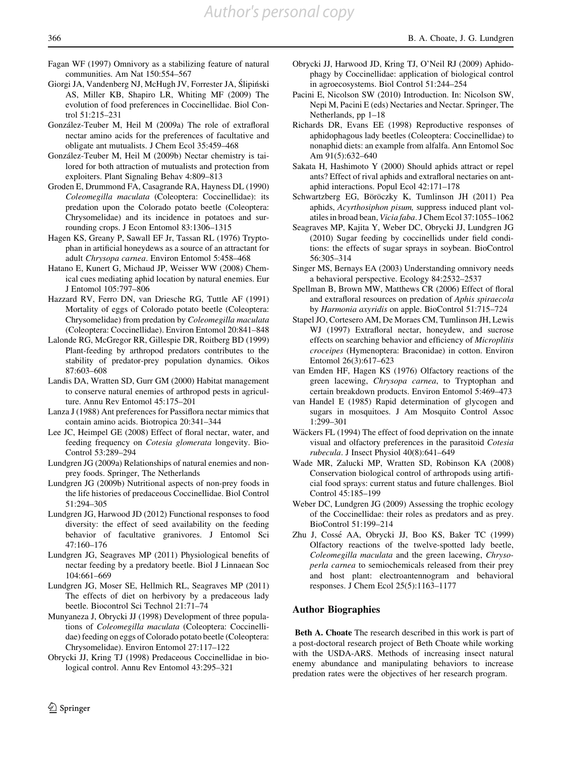Fagan WF (1997) Omnivory as a stabilizing feature of natural communities. Am Nat 150:554–567

Giorgi JA, Vandenberg NJ, McHugh JV, Forrester JA, Ślipiński AS, Miller KB, Shapiro LR, Whiting MF (2009) The evolution of food preferences in Coccinellidae. Biol Control 51:215–231

González-Teuber M, Heil M (2009a) The role of extrafloral nectar amino acids for the preferences of facultative and obligate ant mutualists. J Chem Ecol 35:459–468

González-Teuber M, Heil M (2009b) Nectar chemistry is tailored for both attraction of mutualists and protection from exploiters. Plant Signaling Behav 4:809–813

Groden E, Drummond FA, Casagrande RA, Hayness DL (1990) *Coleomegilla maculata* (Coleoptera: Coccinellidae): its predation upon the Colorado potato beetle (Coleoptera: Chrysomelidae) and its incidence in potatoes and surrounding crops. J Econ Entomol 83:1306–1315

Hagen KS, Greany P, Sawall EF Jr, Tassan RL (1976) Tryptophan in artificial honeydews as a source of an attractant for adult *Chrysopa carnea*. Environ Entomol 5:458–468

Hatano E, Kunert G, Michaud JP, Weisser WW (2008) Chemical cues mediating aphid location by natural enemies. Eur J Entomol 105:797–806

Hazzard RV, Ferro DN, van Driesche RG, Tuttle AF (1991) Mortality of eggs of Colorado potato beetle (Coleoptera: Chrysomelidae) from predation by *Coleomegilla maculata* (Coleoptera: Coccinellidae). Environ Entomol 20:841–848

Lalonde RG, McGregor RR, Gillespie DR, Roitberg BD (1999) Plant-feeding by arthropod predators contributes to the stability of predator-prey population dynamics. Oikos 87:603–608

Landis DA, Wratten SD, Gurr GM (2000) Habitat management to conserve natural enemies of arthropod pests in agriculture. Annu Rev Entomol 45:175–201

Lanza J (1988) Ant preferences for Passiflora nectar mimics that contain amino acids. Biotropica 20:341–344

Lee JC, Heimpel GE (2008) Effect of floral nectar, water, and feeding frequency on *Cotesia glomerata* longevity. BioControl 53:289–294

Lundgren JG (2009a) Relationships of natural enemies and non-prey foods. Springer, The Netherlands

Lundgren JG (2009b) Nutritional aspects of non-prey foods in the life histories of predaceous Coccinellidae. Biol Control 51:294–305

Lundgren JG, Harwood JD (2012) Functional responses to food diversity: the effect of seed availability on the feeding behavior of facultative granivores. J Entomol Sci 47:160–176

Lundgren JG, Seagraves MP (2011) Physiological benefits of nectar feeding by a predatory beetle. Biol J Linnaean Soc 104:661–669

Lundgren JG, Moser SE, Hellmich RL, Seagraves MP (2011) The effects of diet on herbivory by a predaceous lady beetle. Biocontrol Sci Technol 21:71–74

Munyaneza J, Obrycki JJ (1998) Development of three populations of *Coleomegilla maculata* (Coleoptera: Coccinellidae) feeding on eggs of Colorado potato beetle (Coleoptera: Chrysomelidae). Environ Entomol 27:117–122

Obrycki JJ, Kring TJ (1998) Predaceous Coccinellidae in biological control. Annu Rev Entomol 43:295–321

Obrycki JJ, Harwood JD, Kring TJ, O'Neil RJ (2009) Aphidophagy by Coccinellidae: application of biological control in agroecosystems. Biol Control 51:244–254

Pacini E, Nicolson SW (2010) Introduction. In: Nicolson SW, Nepi M, Pacini E (eds) Nectaries and Nectar. Springer, The Netherlands, pp 1–18

Richards DR, Evans EE (1998) Reproductive responses of aphidophagous lady beetles (Coleoptera: Coccinellidae) to nonaphid diets: an example from alfalfa. Ann Entomol Soc Am 91(5):632–640

Sakata H, Hashimoto Y (2000) Should aphids attract or repel ants? Effect of rival aphids and extrafloral nectaries on ant-aphid interactions. Popul Ecol 42:171–178

Schwartzberg EG, Böröczky K, Tumlinson JH (2011) Pea aphids, *Acyrthosiphon pisum,* suppress induced plant volatiles in broad bean, *Vicia faba*. J Chem Ecol 37:1055–1062

Seagraves MP, Kajita Y, Weber DC, Obrycki JJ, Lundgren JG (2010) Sugar feeding by coccinellids under field conditions: the effects of sugar sprays in soybean. BioControl 56:305–314

Singer MS, Bernays EA (2003) Understanding omnivory needs a behavioral perspective. Ecology 84:2532–2537

Spellman B, Brown MW, Matthews CR (2006) Effect of floral and extrafloral resources on predation of *Aphis spiraecola* by *Harmonia axyridis* on apple. BioControl 51:715–724

Stapel JO, Cortesero AM, De Moraes CM, Tumlinson JH, Lewis WJ (1997) Extrafloral nectar, honeydew, and sucrose effects on searching behavior and efficiency of *Microplitis croceipes* (Hymenoptera: Braconidae) in cotton. Environ Entomol 26(3):617–623

van Emden HF, Hagen KS (1976) Olfactory reactions of the green lacewing, *Chrysopa carnea*, to Tryptophan and certain breakdown products. Environ Entomol 5:469–473

van Handel E (1985) Rapid determination of glycogen and sugars in mosquitoes. J Am Mosquito Control Assoc 1:299–301

Wäckers FL (1994) The effect of food deprivation on the innate visual and olfactory preferences in the parasitoid *Cotesia rubecula*. J Insect Physiol 40(8):641–649

Wade MR, Zalucki MP, Wratten SD, Robinson KA (2008) Conservation biological control of arthropods using artificial food sprays: current status and future challenges. Biol Control 45:185–199

Weber DC, Lundgren JG (2009) Assessing the trophic ecology of the Coccinellidae: their roles as predators and as prey. BioControl 51:199–214

Zhu J, Cossé AA, Obrycki JJ, Boo KS, Baker TC (1999) Olfactory reactions of the twelve-spotted lady beetle, *Coleomegilla maculata* and the green lacewing, *Chrysoperla carnea* to semiochemicals released from their prey and host plant: electroantennogram and behavioral responses. J Chem Ecol 25(5):1163–1177

## Author Biographies

**Beth A. Choate** The research described in this work is part of a post-doctoral research project of Beth Choate while working with the USDA-ARS. Methods of increasing insect natural enemy abundance and manipulating behaviors to increase predation rates were the objectives of her research program.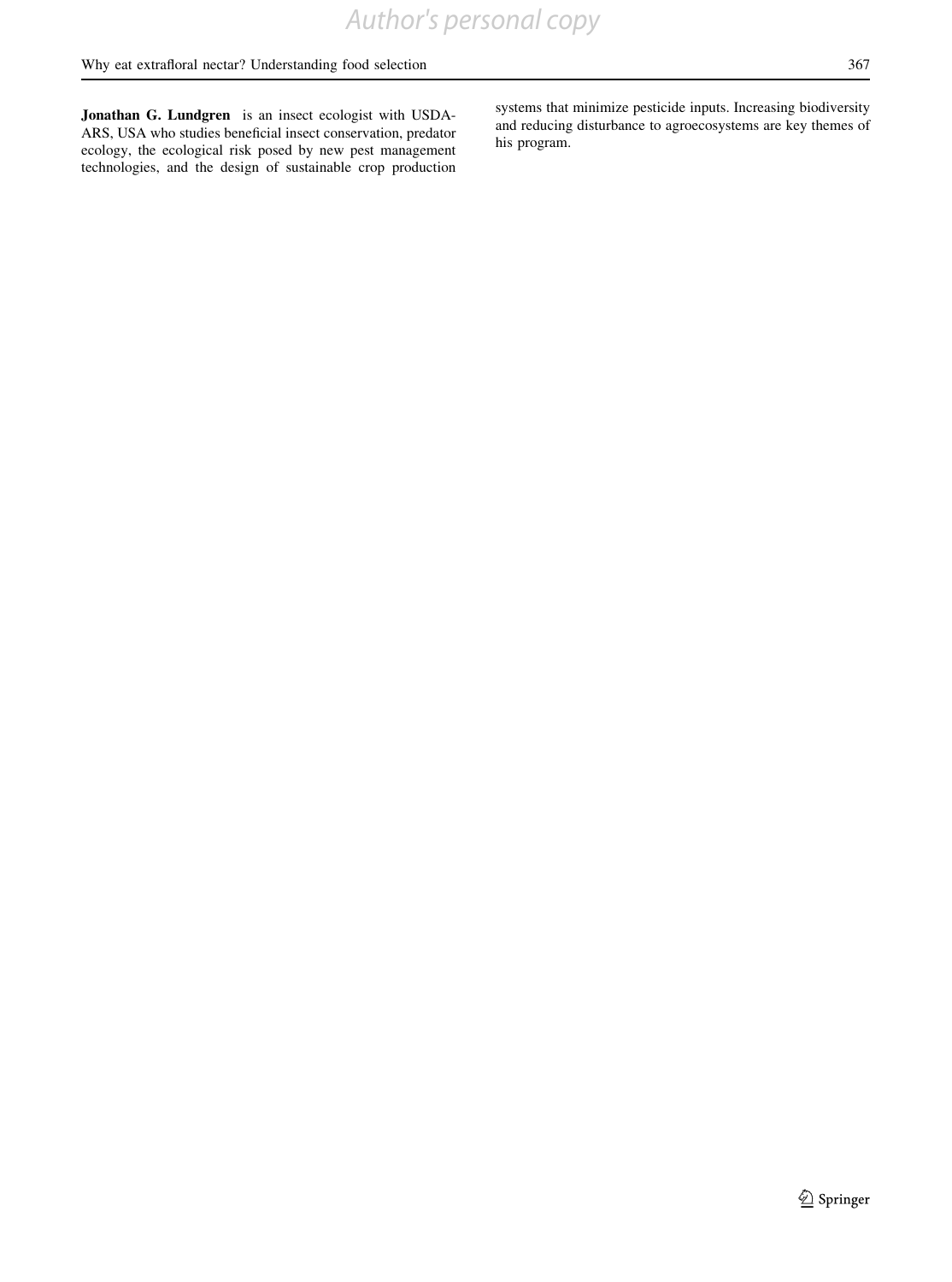**Jonathan G. Lundgren** is an insect ecologist with USDA-ARS, USA who studies beneficial insect conservation, predator ecology, the ecological risk posed by new pest management technologies, and the design of sustainable crop production systems that minimize pesticide inputs. Increasing biodiversity and reducing disturbance to agroecosystems are key themes of his program.